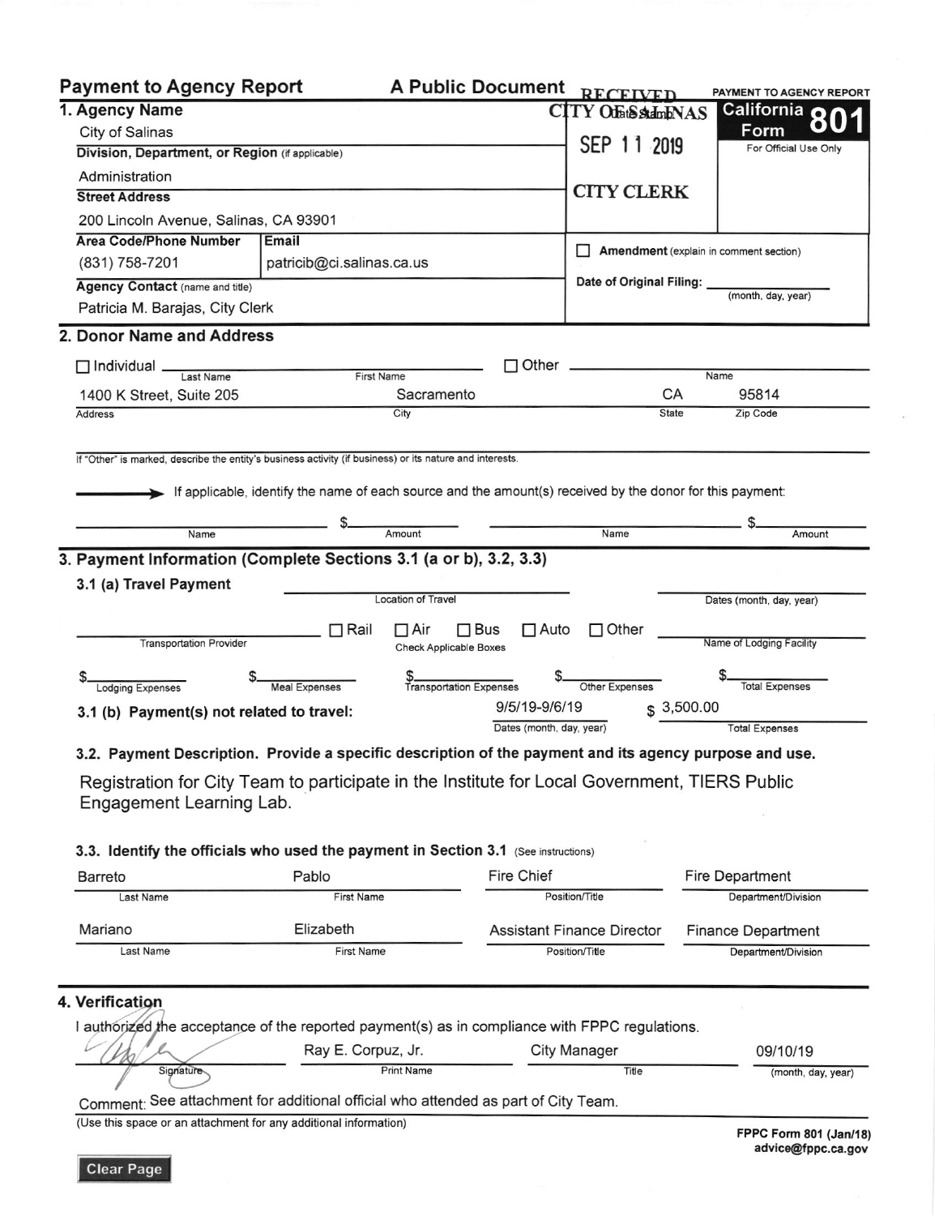## Payment to Agency Report — A Public Document

**PAYMENT TO AGENCY REPORT**
**California Form 801**
For Official Use Only

RECEIVED
CITY OF SALINAS
SEP 11 2019
CITY CLERK

### 1. Agency Name

City of Salinas

**Division, Department, or Region** (if applicable)

Administration

**Street Address**

200 Lincoln Avenue, Salinas, CA 93901

| Area Code/Phone Number | Email |
|---|---|
| (831) 758-7201 | patricib@ci.salinas.ca.us |

**Agency Contact** (name and title)

Patricia M. Barajas, City Clerk

☐ **Amendment** (explain in comment section)

Date of Original Filing: ______ (month, day, year)

### 2. Donor Name and Address

☐ Individual ______ Last Name ______ First Name ☐ Other ______ Name

| Address | City | State | Zip Code |
|---|---|---|---|
| 1400 K Street, Suite 205 | Sacramento | CA | 95814 |

If "Other" is marked, describe the entity's business activity (if business) or its nature and interests.

→ If applicable, identify the name of each source and the amount(s) received by the donor for this payment:

| Name | Amount | Name | Amount |
|---|---|---|---|
| | $ | | $ |

### 3. Payment Information (Complete Sections 3.1 (a or b), 3.2, 3.3)

**3.1 (a) Travel Payment**

Location of Travel: ______ Dates (month, day, year): ______

Transportation Provider: ______ ☐ Rail ☐ Air ☐ Bus ☐ Auto ☐ Other (Check Applicable Boxes) Name of Lodging Facility: ______

| Lodging Expenses | Meal Expenses | Transportation Expenses | Other Expenses | Total Expenses |
|---|---|---|---|---|
| $ | $ | $ | $ | $ |

**3.1 (b) Payment(s) not related to travel:**

| Dates (month, day, year) | Total Expenses |
|---|---|
| 9/5/19-9/6/19 | $ 3,500.00 |

**3.2. Payment Description. Provide a specific description of the payment and its agency purpose and use.**

Registration for City Team to participate in the Institute for Local Government, TIERS Public Engagement Learning Lab.

**3.3. Identify the officials who used the payment in Section 3.1** (See instructions)

| Last Name | First Name | Position/Title | Department/Division |
|---|---|---|---|
| Barreto | Pablo | Fire Chief | Fire Department |
| Mariano | Elizabeth | Assistant Finance Director | Finance Department |

### 4. Verification

I authorized the acceptance of the reported payment(s) as in compliance with FPPC regulations.

| Signature | Print Name | Title | (month, day, year) |
|---|---|---|---|
| [signature] | Ray E. Corpuz, Jr. | City Manager | 09/10/19 |

Comment: See attachment for additional official who attended as part of City Team.

(Use this space or an attachment for any additional information)

FPPC Form 801 (Jan/18)
advice@fppc.ca.gov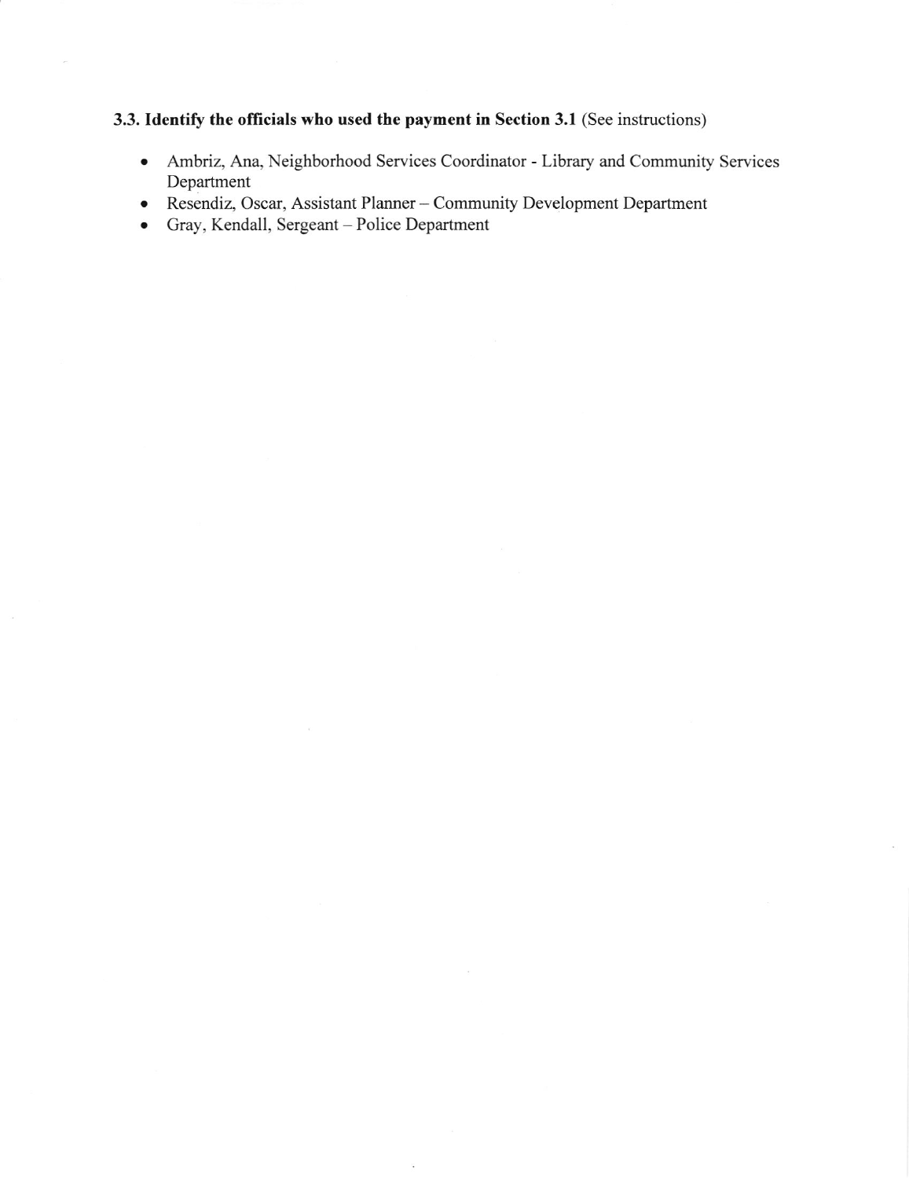**3.3. Identify the officials who used the payment in Section 3.1** (See instructions)

- Ambriz, Ana, Neighborhood Services Coordinator - Library and Community Services Department
- Resendiz, Oscar, Assistant Planner – Community Development Department
- Gray, Kendall, Sergeant – Police Department